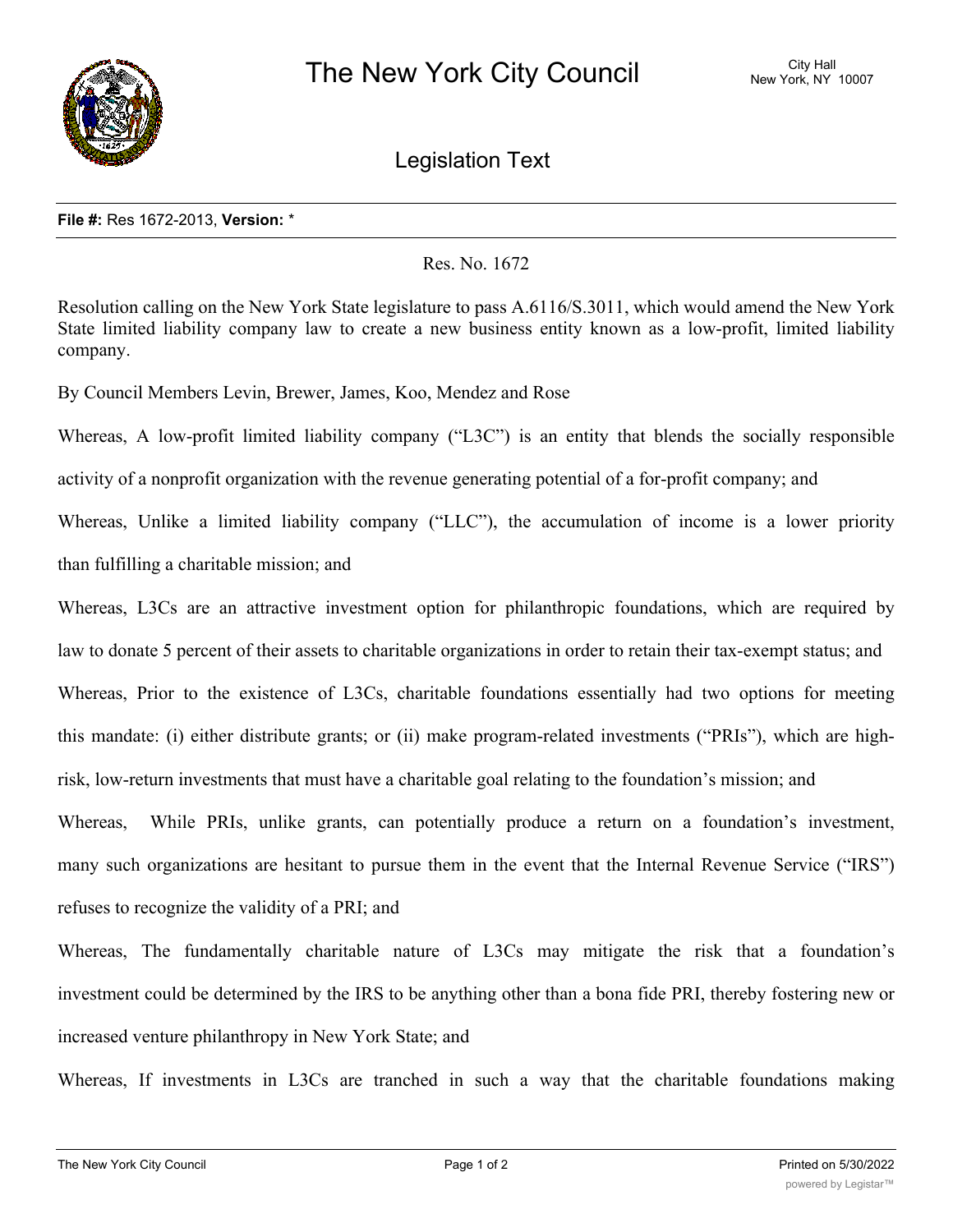# The New York City Council

City Hall
New York, NY 10007

## Legislation Text

**File #:** Res 1672-2013, **Version:** *

Res. No. 1672

Resolution calling on the New York State legislature to pass A.6116/S.3011, which would amend the New York State limited liability company law to create a new business entity known as a low-profit, limited liability company.

By Council Members Levin, Brewer, James, Koo, Mendez and Rose

Whereas, A low-profit limited liability company ("L3C") is an entity that blends the socially responsible activity of a nonprofit organization with the revenue generating potential of a for-profit company; and

Whereas, Unlike a limited liability company ("LLC"), the accumulation of income is a lower priority than fulfilling a charitable mission; and

Whereas, L3Cs are an attractive investment option for philanthropic foundations, which are required by law to donate 5 percent of their assets to charitable organizations in order to retain their tax-exempt status; and

Whereas, Prior to the existence of L3Cs, charitable foundations essentially had two options for meeting this mandate: (i) either distribute grants; or (ii) make program-related investments ("PRIs"), which are high-risk, low-return investments that must have a charitable goal relating to the foundation's mission; and

Whereas, While PRIs, unlike grants, can potentially produce a return on a foundation's investment, many such organizations are hesitant to pursue them in the event that the Internal Revenue Service ("IRS") refuses to recognize the validity of a PRI; and

Whereas, The fundamentally charitable nature of L3Cs may mitigate the risk that a foundation's investment could be determined by the IRS to be anything other than a bona fide PRI, thereby fostering new or increased venture philanthropy in New York State; and

Whereas, If investments in L3Cs are tranched in such a way that the charitable foundations making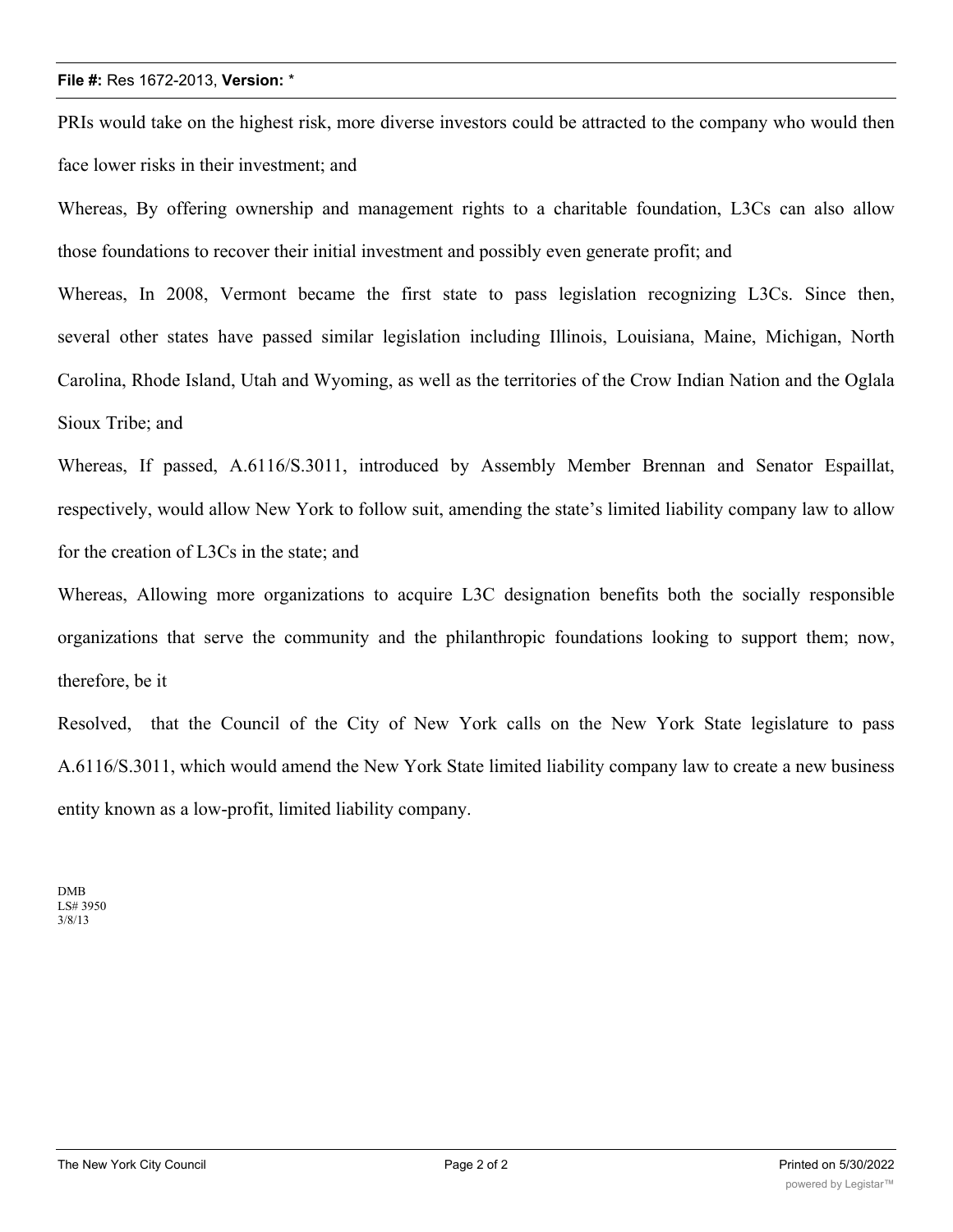PRIs would take on the highest risk, more diverse investors could be attracted to the company who would then face lower risks in their investment; and

Whereas, By offering ownership and management rights to a charitable foundation, L3Cs can also allow those foundations to recover their initial investment and possibly even generate profit; and

Whereas, In 2008, Vermont became the first state to pass legislation recognizing L3Cs. Since then, several other states have passed similar legislation including Illinois, Louisiana, Maine, Michigan, North Carolina, Rhode Island, Utah and Wyoming, as well as the territories of the Crow Indian Nation and the Oglala Sioux Tribe; and

Whereas, If passed, A.6116/S.3011, introduced by Assembly Member Brennan and Senator Espaillat, respectively, would allow New York to follow suit, amending the state's limited liability company law to allow for the creation of L3Cs in the state; and

Whereas, Allowing more organizations to acquire L3C designation benefits both the socially responsible organizations that serve the community and the philanthropic foundations looking to support them; now, therefore, be it

Resolved, that the Council of the City of New York calls on the New York State legislature to pass A.6116/S.3011, which would amend the New York State limited liability company law to create a new business entity known as a low-profit, limited liability company.

DMB
LS# 3950
3/8/13